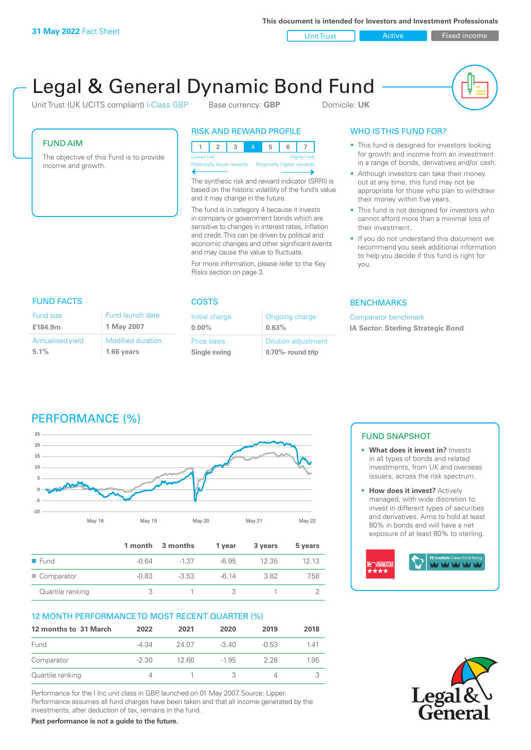**31 May 2022** Fact Sheet

This document is intended for Investors and Investment Professionals

Unit Trust | Active | Fixed income

# Legal & General Dynamic Bond Fund

Unit Trust (UK UCITS compliant) I-Class GBP    Base currency: **GBP**    Domicile: **UK**

## FUND AIM

The objective of this Fund is to provide income and growth.

## RISK AND REWARD PROFILE

| 1 | 2 | 3 | 4 | 5 | 6 | 7 |
|---|---|---|---|---|---|---|

Lower risk — Potentially lower rewards | Higher risk — Potentially higher rewards

The synthetic risk and reward indicator (SRRI) is based on the historic volatility of the fund's value and it may change in the future.

The fund is in category 4 because it invests in company or government bonds which are sensitive to changes in interest rates, inflation and credit. This can be driven by political and economic changes and other significant events and may cause the value to fluctuate.

For more information, please refer to the Key Risks section on page 3.

## WHO IS THIS FUND FOR?

- This fund is designed for investors looking for growth and income from an investment in a range of bonds, derivatives and/or cash.
- Although investors can take their money out at any time, this fund may not be appropriate for those who plan to withdraw their money within five years.
- This fund is not designed for investors who cannot afford more than a minimal loss of their investment.
- If you do not understand this document we recommend you seek additional information to help you decide if this fund is right for you.

## FUND FACTS

| Fund size | Fund launch date |
|---|---|
| **£184.9m** | **1 May 2007** |
| **Annualised yield** | **Modified duration** |
| **5.1%** | **1.66 years** |

## COSTS

| Initial charge | Ongoing charge |
|---|---|
| **0.00%** | **0.63%** |
| **Price basis** | **Dilution adjustment** |
| **Single swing** | **0.70%- round trip** |

## BENCHMARKS

Comparator benchmark

**IA Sector: Sterling Strategic Bond**

## PERFORMANCE (%)

| | 1 month | 3 months | 1 year | 3 years | 5 years |
|---|---|---|---|---|---|
| Fund | -0.64 | -1.37 | -6.95 | 12.35 | 12.13 |
| Comparator | -0.83 | -3.53 | -6.14 | 3.82 | 7.58 |
| Quartile ranking | 3 | 1 | 3 | 1 | 2 |

## 12 MONTH PERFORMANCE TO MOST RECENT QUARTER (%)

| 12 months to 31 March | 2022 | 2021 | 2020 | 2019 | 2018 |
|---|---|---|---|---|---|
| Fund | -4.34 | 24.07 | -3.40 | -0.53 | 1.41 |
| Comparator | -2.30 | 12.66 | -1.95 | 2.28 | 1.95 |
| Quartile ranking | 4 | 1 | 3 | 4 | 3 |

Performance for the I Inc unit class in GBP, launched on 01 May 2007. Source: Lipper. Performance assumes all fund charges have been taken and that all income generated by the investments, after deduction of tax, remains in the fund.

**Past performance is not a guide to the future.**

## FUND SNAPSHOT

- **What does it invest in?** Invests in all types of bonds and related investments, from UK and overseas issuers, across the risk spectrum.
- **How does it invest?** Actively managed, with wide discretion to invest in different types of securities and derivatives. Aims to hold at least 80% in bonds and will have a net exposure of at least 80% to sterling.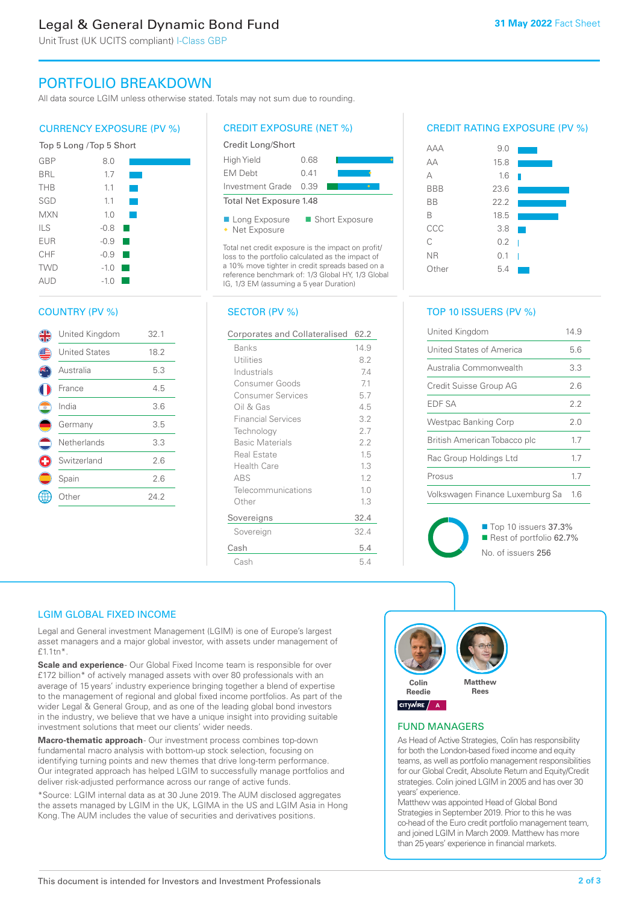# Legal & General Dynamic Bond Fund

Unit Trust (UK UCITS compliant) I-Class GBP

**31 May 2022** Fact Sheet

## PORTFOLIO BREAKDOWN

All data source LGIM unless otherwise stated. Totals may not sum due to rounding.

### CURRENCY EXPOSURE (PV %)

Top 5 Long / Top 5 Short

| Currency | % |
|---|---|
| GBP | 8.0 |
| BRL | 1.7 |
| THB | 1.1 |
| SGD | 1.1 |
| MXN | 1.0 |
| ILS | -0.8 |
| EUR | -0.9 |
| CHF | -0.9 |
| TWD | -1.0 |
| AUD | -1.0 |

### CREDIT EXPOSURE (NET %)

Credit Long/Short

| | |
|---|---|
| High Yield | 0.68 |
| EM Debt | 0.41 |
| Investment Grade | 0.39 |
| Total Net Exposure | 1.48 |

Long Exposure · Short Exposure · Net Exposure

Total net credit exposure is the impact on profit/loss to the portfolio calculated as the impact of a 10% move tighter in credit spreads based on a reference benchmark of: 1/3 Global HY, 1/3 Global IG, 1/3 EM (assuming a 5 year Duration)

### CREDIT RATING EXPOSURE (PV %)

| Rating | % |
|---|---|
| AAA | 9.0 |
| AA | 15.8 |
| A | 1.6 |
| BBB | 23.6 |
| BB | 22.2 |
| B | 18.5 |
| CCC | 3.8 |
| C | 0.2 |
| NR | 0.1 |
| Other | 5.4 |

### COUNTRY (PV %)

| Country | % |
|---|---|
| United Kingdom | 32.1 |
| United States | 18.2 |
| Australia | 5.3 |
| France | 4.5 |
| India | 3.6 |
| Germany | 3.5 |
| Netherlands | 3.3 |
| Switzerland | 2.6 |
| Spain | 2.6 |
| Other | 24.2 |

### SECTOR (PV %)

| Sector | % |
|---|---|
| **Corporates and Collateralised** | **62.2** |
| Banks | 14.9 |
| Utilities | 8.2 |
| Industrials | 7.4 |
| Consumer Goods | 7.1 |
| Consumer Services | 5.7 |
| Oil & Gas | 4.5 |
| Financial Services | 3.2 |
| Technology | 2.7 |
| Basic Materials | 2.2 |
| Real Estate | 1.5 |
| Health Care | 1.3 |
| ABS | 1.2 |
| Telecommunications | 1.0 |
| Other | 1.3 |
| **Sovereigns** | **32.4** |
| Sovereign | 32.4 |
| **Cash** | **5.4** |
| Cash | 5.4 |

### TOP 10 ISSUERS (PV %)

| Issuer | % |
|---|---|
| United Kingdom | 14.9 |
| United States of America | 5.6 |
| Australia Commonwealth | 3.3 |
| Credit Suisse Group AG | 2.6 |
| EDF SA | 2.2 |
| Westpac Banking Corp | 2.0 |
| British American Tobacco plc | 1.7 |
| Rac Group Holdings Ltd | 1.7 |
| Prosus | 1.7 |
| Volkswagen Finance Luxemburg Sa | 1.6 |

Top 10 issuers 37.3%
Rest of portfolio 62.7%
No. of issuers 256

## LGIM GLOBAL FIXED INCOME

Legal and General Investment Management (LGIM) is one of Europe's largest asset managers and a major global investor, with assets under management of £1.1tn*.

**Scale and experience**- Our Global Fixed Income team is responsible for over £172 billion* of actively managed assets with over 80 professionals with an average of 15 years' industry experience bringing together a blend of expertise to the management of regional and global fixed income portfolios. As part of the wider Legal & General Group, and as one of the leading global bond investors in the industry, we believe that we have a unique insight into providing suitable investment solutions that meet our clients' wider needs.

**Macro-thematic approach**- Our investment process combines top-down fundamental macro analysis with bottom-up stock selection, focusing on identifying turning points and new themes that drive long-term performance. Our integrated approach has helped LGIM to successfully manage portfolios and deliver risk-adjusted performance across our range of active funds.

*Source: LGIM internal data as at 30 June 2019. The AUM disclosed aggregates the assets managed by LGIM in the UK, LGIMA in the US and LGIM Asia in Hong Kong. The AUM includes the value of securities and derivatives positions.

Colin Reedie · Matthew Rees

CITYWIRE A

## FUND MANAGERS

As Head of Active Strategies, Colin has responsibility for both the London-based fixed income and equity teams, as well as portfolio management responsibilities for our Global Credit, Absolute Return and Equity/Credit strategies. Colin joined LGIM in 2005 and has over 30 years' experience.

Matthew was appointed Head of Global Bond Strategies in September 2019. Prior to this he was co-head of the Euro credit portfolio management team, and joined LGIM in March 2009. Matthew has more than 25 years' experience in financial markets.

This document is intended for Investors and Investment Professionals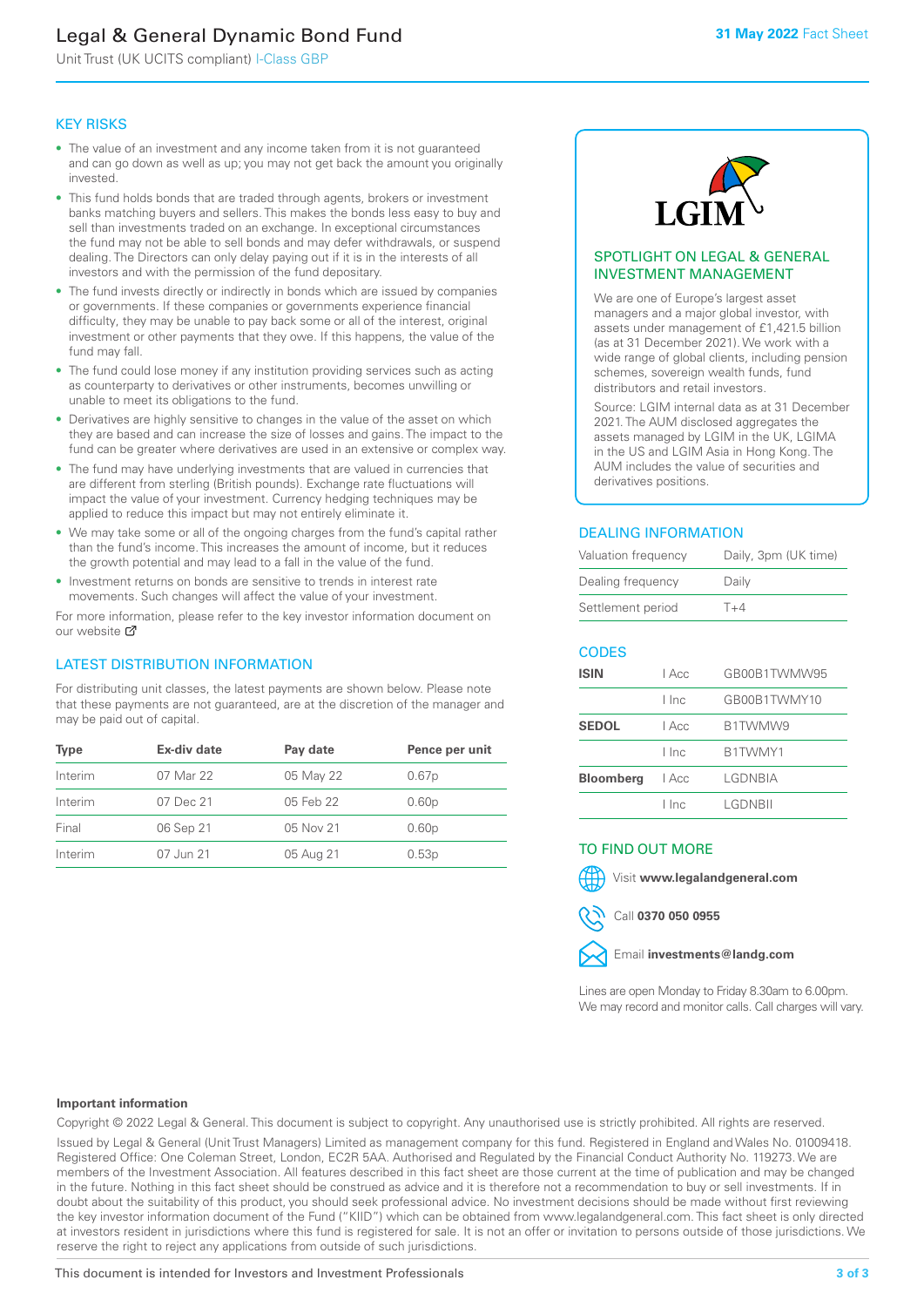# Legal & General Dynamic Bond Fund

Unit Trust (UK UCITS compliant) I-Class GBP

**31 May 2022** Fact Sheet

## KEY RISKS

- The value of an investment and any income taken from it is not guaranteed and can go down as well as up; you may not get back the amount you originally invested.
- This fund holds bonds that are traded through agents, brokers or investment banks matching buyers and sellers. This makes the bonds less easy to buy and sell than investments traded on an exchange. In exceptional circumstances the fund may not be able to sell bonds and may defer withdrawals, or suspend dealing. The Directors can only delay paying out if it is in the interests of all investors and with the permission of the fund depositary.
- The fund invests directly or indirectly in bonds which are issued by companies or governments. If these companies or governments experience financial difficulty, they may be unable to pay back some or all of the interest, original investment or other payments that they owe. If this happens, the value of the fund may fall.
- The fund could lose money if any institution providing services such as acting as counterparty to derivatives or other instruments, becomes unwilling or unable to meet its obligations to the fund.
- Derivatives are highly sensitive to changes in the value of the asset on which they are based and can increase the size of losses and gains. The impact to the fund can be greater where derivatives are used in an extensive or complex way.
- The fund may have underlying investments that are valued in currencies that are different from sterling (British pounds). Exchange rate fluctuations will impact the value of your investment. Currency hedging techniques may be applied to reduce this impact but may not entirely eliminate it.
- We may take some or all of the ongoing charges from the fund's capital rather than the fund's income. This increases the amount of income, but it reduces the growth potential and may lead to a fall in the value of the fund.
- Investment returns on bonds are sensitive to trends in interest rate movements. Such changes will affect the value of your investment.

For more information, please refer to the key investor information document on our website

## LATEST DISTRIBUTION INFORMATION

For distributing unit classes, the latest payments are shown below. Please note that these payments are not guaranteed, are at the discretion of the manager and may be paid out of capital.

| Type | Ex-div date | Pay date | Pence per unit |
|---|---|---|---|
| Interim | 07 Mar 22 | 05 May 22 | 0.67p |
| Interim | 07 Dec 21 | 05 Feb 22 | 0.60p |
| Final | 06 Sep 21 | 05 Nov 21 | 0.60p |
| Interim | 07 Jun 21 | 05 Aug 21 | 0.53p |

## SPOTLIGHT ON LEGAL & GENERAL INVESTMENT MANAGEMENT

We are one of Europe's largest asset managers and a major global investor, with assets under management of £1,421.5 billion (as at 31 December 2021). We work with a wide range of global clients, including pension schemes, sovereign wealth funds, fund distributors and retail investors.

Source: LGIM internal data as at 31 December 2021. The AUM disclosed aggregates the assets managed by LGIM in the UK, LGIMA in the US and LGIM Asia in Hong Kong. The AUM includes the value of securities and derivatives positions.

## DEALING INFORMATION

| | |
|---|---|
| Valuation frequency | Daily, 3pm (UK time) |
| Dealing frequency | Daily |
| Settlement period | T+4 |

## CODES

| | | |
|---|---|---|
| **ISIN** | I Acc | GB00B1TWMW95 |
| | I Inc | GB00B1TWMY10 |
| **SEDOL** | I Acc | B1TWMW9 |
| | I Inc | B1TWMY1 |
| **Bloomberg** | I Acc | LGDNBIA |
| | I Inc | LGDNBII |

## TO FIND OUT MORE

Visit **www.legalandgeneral.com**

Call **0370 050 0955**

Email **investments@landg.com**

Lines are open Monday to Friday 8.30am to 6.00pm. We may record and monitor calls. Call charges will vary.

**Important information**

Copyright © 2022 Legal & General. This document is subject to copyright. Any unauthorised use is strictly prohibited. All rights are reserved.

Issued by Legal & General (Unit Trust Managers) Limited as management company for this fund. Registered in England and Wales No. 01009418. Registered Office: One Coleman Street, London, EC2R 5AA. Authorised and Regulated by the Financial Conduct Authority No. 119273. We are members of the Investment Association. All features described in this fact sheet are those current at the time of publication and may be changed in the future. Nothing in this fact sheet should be construed as advice and it is therefore not a recommendation to buy or sell investments. If in doubt about the suitability of this product, you should seek professional advice. No investment decisions should be made without first reviewing the key investor information document of the Fund ("KIID") which can be obtained from www.legalandgeneral.com. This fact sheet is only directed at investors resident in jurisdictions where this fund is registered for sale. It is not an offer or invitation to persons outside of those jurisdictions. We reserve the right to reject any applications from outside of such jurisdictions.

This document is intended for Investors and Investment Professionals